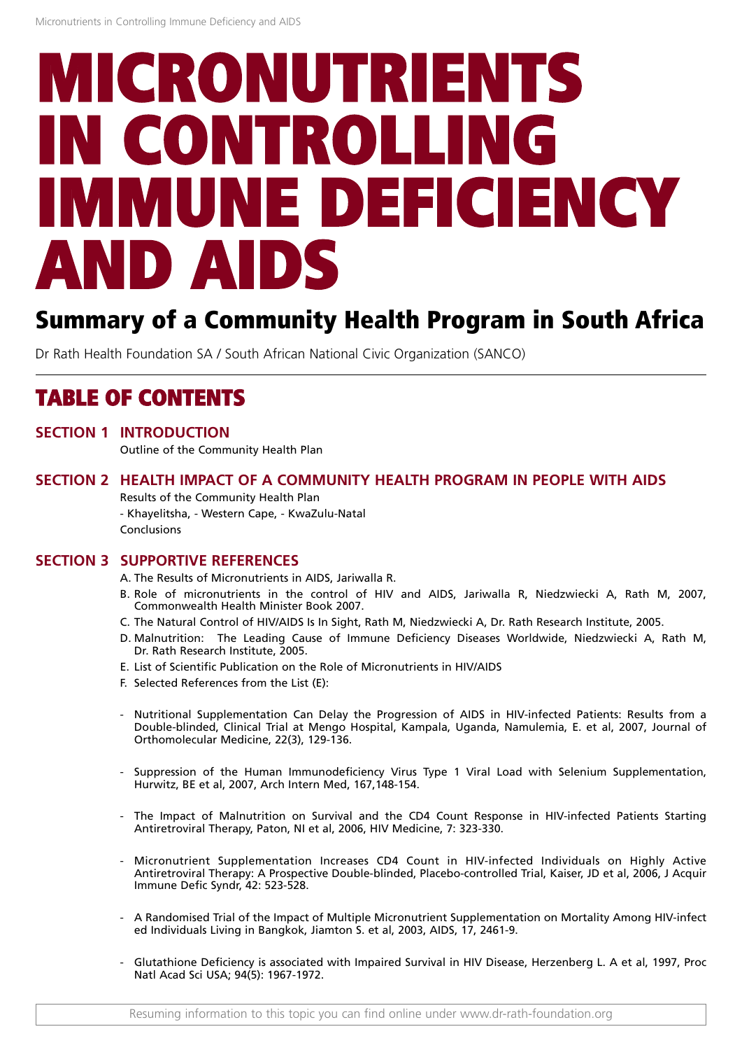# MICRONUTRIENTS IN CONTROLLING IMMUNE DEFICIENCY AND AIDS

## Summary of a Community Health Program in South Africa

Dr Rath Health Foundation SA / South African National Civic Organization (SANCO)

## TABLE OF CONTENTS

**SECTION 1 INTRODUCTION**

Outline of the Community Health Plan

**SECTION 2 HEALTH IMPACT OF A COMMUNITY HEALTH PROGRAM IN PEOPLE WITH AIDS**

Results of the Community Health Plan

- Khayelitsha, - Western Cape, - KwaZulu-Natal

Conclusions

**SECTION 3 SUPPORTIVE REFERENCES**

A. The Results of Micronutrients in AIDS, Jariwalla R.

B. Role of micronutrients in the control of HIV and AIDS, Jariwalla R, Niedzwiecki A, Rath M, 2007, Commonwealth Health Minister Book 2007.

C. The Natural Control of HIV/AIDS Is In Sight, Rath M, Niedzwiecki A, Dr. Rath Research Institute, 2005.

D. Malnutrition: The Leading Cause of Immune Deficiency Diseases Worldwide, Niedzwiecki A, Rath M, Dr. Rath Research Institute, 2005.

E. List of Scientific Publication on the Role of Micronutrients in HIV/AIDS

F. Selected References from the List (E):

- Nutritional Supplementation Can Delay the Progression of AIDS in HIV-infected Patients: Results from a Double-blinded, Clinical Trial at Mengo Hospital, Kampala, Uganda, Namulemia, E. et al, 2007, Journal of Orthomolecular Medicine, 22(3), 129-136.

- Suppression of the Human Immunodeficiency Virus Type 1 Viral Load with Selenium Supplementation, Hurwitz, BE et al, 2007, Arch Intern Med, 167,148-154.

- The Impact of Malnutrition on Survival and the CD4 Count Response in HIV-infected Patients Starting Antiretroviral Therapy, Paton, NI et al, 2006, HIV Medicine, 7: 323-330.

- Micronutrient Supplementation Increases CD4 Count in HIV-infected Individuals on Highly Active Antiretroviral Therapy: A Prospective Double-blinded, Placebo-controlled Trial, Kaiser, JD et al, 2006, J Acquir Immune Defic Syndr, 42: 523-528.

- A Randomised Trial of the Impact of Multiple Micronutrient Supplementation on Mortality Among HIV-infect ed Individuals Living in Bangkok, Jiamton S. et al, 2003, AIDS, 17, 2461-9.

- Glutathione Deficiency is associated with Impaired Survival in HIV Disease, Herzenberg L. A et al, 1997, Proc Natl Acad Sci USA; 94(5): 1967-1972.

Resuming information to this topic you can find online under www.dr-rath-foundation.org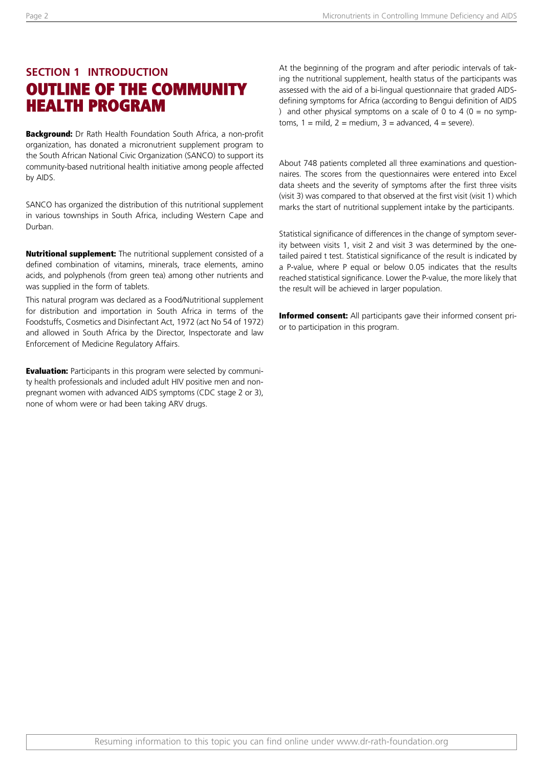## SECTION 1 INTRODUCTION

# OUTLINE OF THE COMMUNITY HEALTH PROGRAM

**Background:** Dr Rath Health Foundation South Africa, a non-profit organization, has donated a micronutrient supplement program to the South African National Civic Organization (SANCO) to support its community-based nutritional health initiative among people affected by AIDS.

SANCO has organized the distribution of this nutritional supplement in various townships in South Africa, including Western Cape and Durban.

**Nutritional supplement:** The nutritional supplement consisted of a defined combination of vitamins, minerals, trace elements, amino acids, and polyphenols (from green tea) among other nutrients and was supplied in the form of tablets.

This natural program was declared as a Food/Nutritional supplement for distribution and importation in South Africa in terms of the Foodstuffs, Cosmetics and Disinfectant Act, 1972 (act No 54 of 1972) and allowed in South Africa by the Director, Inspectorate and law Enforcement of Medicine Regulatory Affairs.

**Evaluation:** Participants in this program were selected by community health professionals and included adult HIV positive men and non-pregnant women with advanced AIDS symptoms (CDC stage 2 or 3), none of whom were or had been taking ARV drugs.

At the beginning of the program and after periodic intervals of taking the nutritional supplement, health status of the participants was assessed with the aid of a bi-lingual questionnaire that graded AIDS-defining symptoms for Africa (according to Bengui definition of AIDS ) and other physical symptoms on a scale of 0 to 4 (0 = no symptoms, 1 = mild, 2 = medium, 3 = advanced, 4 = severe).

About 748 patients completed all three examinations and questionnaires. The scores from the questionnaires were entered into Excel data sheets and the severity of symptoms after the first three visits (visit 3) was compared to that observed at the first visit (visit 1) which marks the start of nutritional supplement intake by the participants.

Statistical significance of differences in the change of symptom severity between visits 1, visit 2 and visit 3 was determined by the one-tailed paired t test. Statistical significance of the result is indicated by a P-value, where P equal or below 0.05 indicates that the results reached statistical significance. Lower the P-value, the more likely that the result will be achieved in larger population.

**Informed consent:** All participants gave their informed consent prior to participation in this program.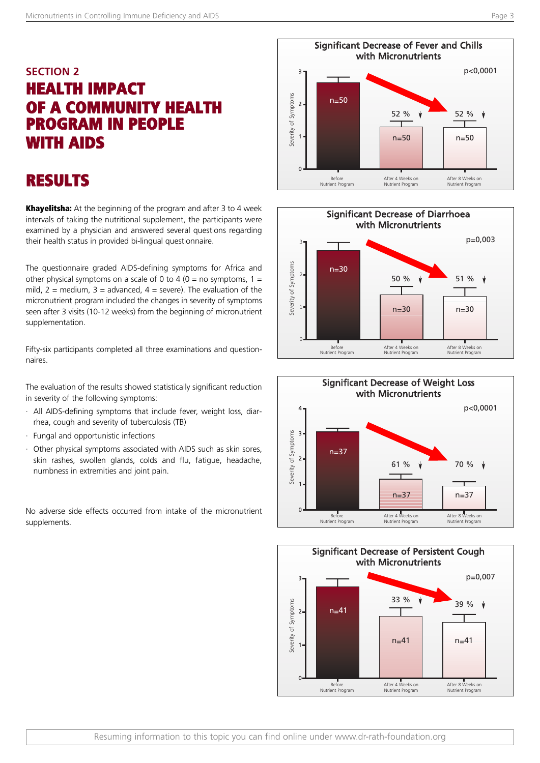## SECTION 2

# HEALTH IMPACT OF A COMMUNITY HEALTH PROGRAM IN PEOPLE WITH AIDS

# RESULTS

**Khayelitsha:** At the beginning of the program and after 3 to 4 week intervals of taking the nutritional supplement, the participants were examined by a physician and answered several questions regarding their health status in provided bi-lingual questionnaire.

The questionnaire graded AIDS-defining symptoms for Africa and other physical symptoms on a scale of 0 to 4 (0 = no symptoms, 1 = mild, 2 = medium, 3 = advanced, 4 = severe). The evaluation of the micronutrient program included the changes in severity of symptoms seen after 3 visits (10-12 weeks) from the beginning of micronutrient supplementation.

Fifty-six participants completed all three examinations and questionnaires.

The evaluation of the results showed statistically significant reduction in severity of the following symptoms:

- All AIDS-defining symptoms that include fever, weight loss, diarrhea, cough and severity of tuberculosis (TB)
- Fungal and opportunistic infections
- Other physical symptoms associated with AIDS such as skin sores, skin rashes, swollen glands, colds and flu, fatigue, headache, numbness in extremities and joint pain.

No adverse side effects occurred from intake of the micronutrient supplements.

**Significant Decrease of Fever and Chills with Micronutrients**

$p<0,0001$

| | Before Nutrient Program | After 4 Weeks on Nutrient Program | After 8 Weeks on Nutrient Program |
|---|---|---|---|
| n | n=50 | n=50 | n=50 |
| Decrease | | 52 % ↓ | 52 % ↓ |

**Significant Decrease of Diarrhoea with Micronutrients**

$p=0,003$

| | Before Nutrient Program | After 4 Weeks on Nutrient Program | After 8 Weeks on Nutrient Program |
|---|---|---|---|
| n | n=30 | n=30 | n=30 |
| Decrease | | 50 % ↓ | 51 % ↓ |

**Significant Decrease of Weight Loss with Micronutrients**

$p<0,0001$

| | Before Nutrient Program | After 4 Weeks on Nutrient Program | After 8 Weeks on Nutrient Program |
|---|---|---|---|
| n | n=37 | n=37 | n=37 |
| Decrease | | 61 % ↓ | 70 % ↓ |

**Significant Decrease of Persistent Cough with Micronutrients**

$p=0,007$

| | Before Nutrient Program | After 4 Weeks on Nutrient Program | After 8 Weeks on Nutrient Program |
|---|---|---|---|
| n | n=41 | n=41 | n=41 |
| Decrease | | 33 % ↓ | 39 % ↓ |

Resuming information to this topic you can find online under www.dr-rath-foundation.org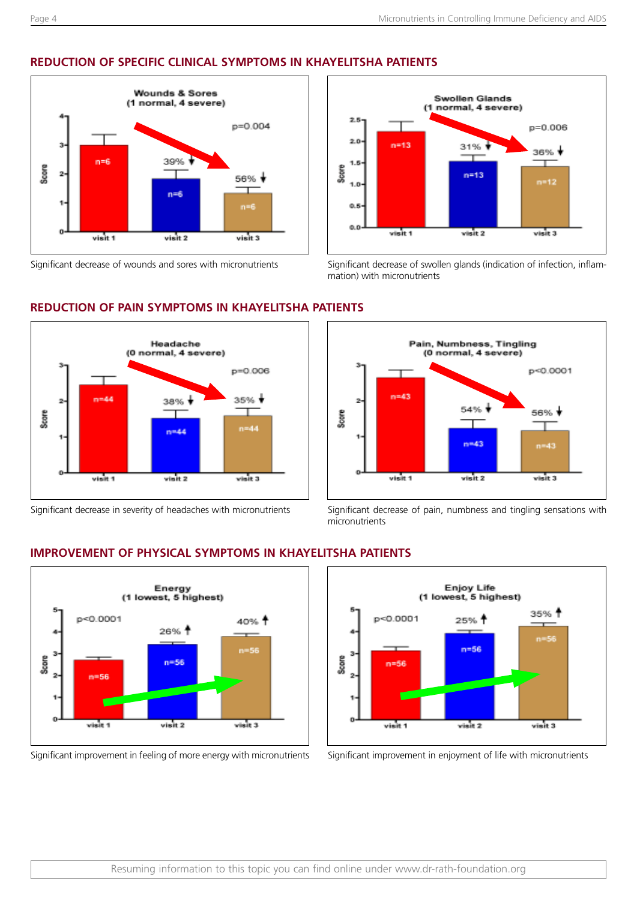## REDUCTION OF SPECIFIC CLINICAL SYMPTOMS IN KHAYELITSHA PATIENTS

**Wounds & Sores (1 normal, 4 severe)**

| | visit 1 | visit 2 | visit 3 |
|---|---|---|---|
| n | 6 | 6 | 6 |
| Change | | 39% ↓ | 56% ↓ |

p=0.004

Significant decrease of wounds and sores with micronutrients

**Swollen Glands (1 normal, 4 severe)**

| | visit 1 | visit 2 | visit 3 |
|---|---|---|---|
| n | 13 | 13 | 12 |
| Change | | 31% ↓ | 36% ↓ |

p=0.006

Significant decrease of swollen glands (indication of infection, inflammation) with micronutrients

## REDUCTION OF PAIN SYMPTOMS IN KHAYELITSHA PATIENTS

**Headache (0 normal, 4 severe)**

| | visit 1 | visit 2 | visit 3 |
|---|---|---|---|
| n | 44 | 44 | 44 |
| Change | | 38% ↓ | 35% ↓ |

p=0.006

Significant decrease in severity of headaches with micronutrients

**Pain, Numbness, Tingling (0 normal, 4 severe)**

| | visit 1 | visit 2 | visit 3 |
|---|---|---|---|
| n | 43 | 43 | 43 |
| Change | | 54% ↓ | 56% ↓ |

$p<0.0001$

Significant decrease of pain, numbness and tingling sensations with micronutrients

## IMPROVEMENT OF PHYSICAL SYMPTOMS IN KHAYELITSHA PATIENTS

**Energy (1 lowest, 5 highest)**

| | visit 1 | visit 2 | visit 3 |
|---|---|---|---|
| n | 56 | 56 | 56 |
| Change | | 26% ↑ | 40% ↑ |

$p<0.0001$

Significant improvement in feeling of more energy with micronutrients

**Enjoy Life (1 lowest, 5 highest)**

| | visit 1 | visit 2 | visit 3 |
|---|---|---|---|
| n | 56 | 56 | 56 |
| Change | | 25% ↑ | 35% ↑ |

$p<0.0001$

Significant improvement in enjoyment of life with micronutrients

Resuming information to this topic you can find online under www.dr-rath-foundation.org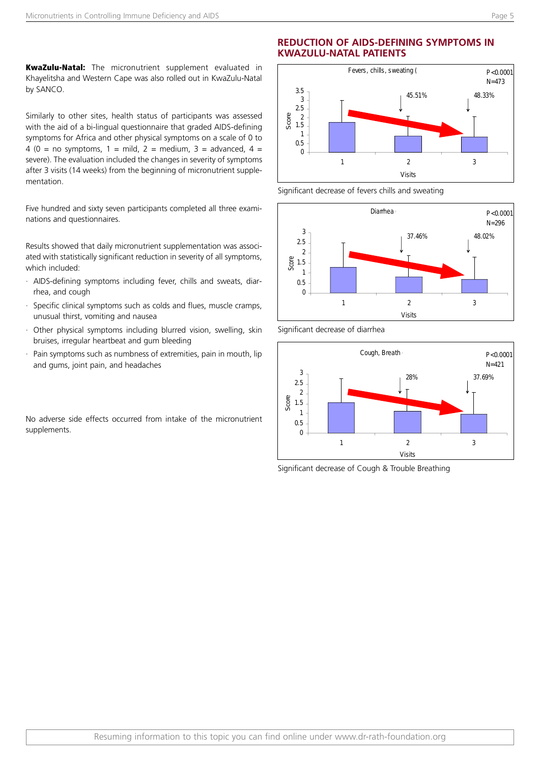**KwaZulu-Natal:** The micronutrient supplement evaluated in Khayelitsha and Western Cape was also rolled out in KwaZulu-Natal by SANCO.

Similarly to other sites, health status of participants was assessed with the aid of a bi-lingual questionnaire that graded AIDS-defining symptoms for Africa and other physical symptoms on a scale of 0 to 4 (0 = no symptoms, 1 = mild, 2 = medium, 3 = advanced, 4 = severe). The evaluation included the changes in severity of symptoms after 3 visits (14 weeks) from the beginning of micronutrient supplementation.

Five hundred and sixty seven participants completed all three examinations and questionnaires.

Results showed that daily micronutrient supplementation was associated with statistically significant reduction in severity of all symptoms, which included:

- AIDS-defining symptoms including fever, chills and sweats, diarrhea, and cough
- Specific clinical symptoms such as colds and flues, muscle cramps, unusual thirst, vomiting and nausea
- Other physical symptoms including blurred vision, swelling, skin bruises, irregular heartbeat and gum bleeding
- Pain symptoms such as numbness of extremities, pain in mouth, lip and gums, joint pain, and headaches

No adverse side effects occurred from intake of the micronutrient supplements.

## REDUCTION OF AIDS-DEFINING SYMPTOMS IN KWAZULU-NATAL PATIENTS

Significant decrease of fevers chills and sweating

Significant decrease of diarrhea

Significant decrease of Cough & Trouble Breathing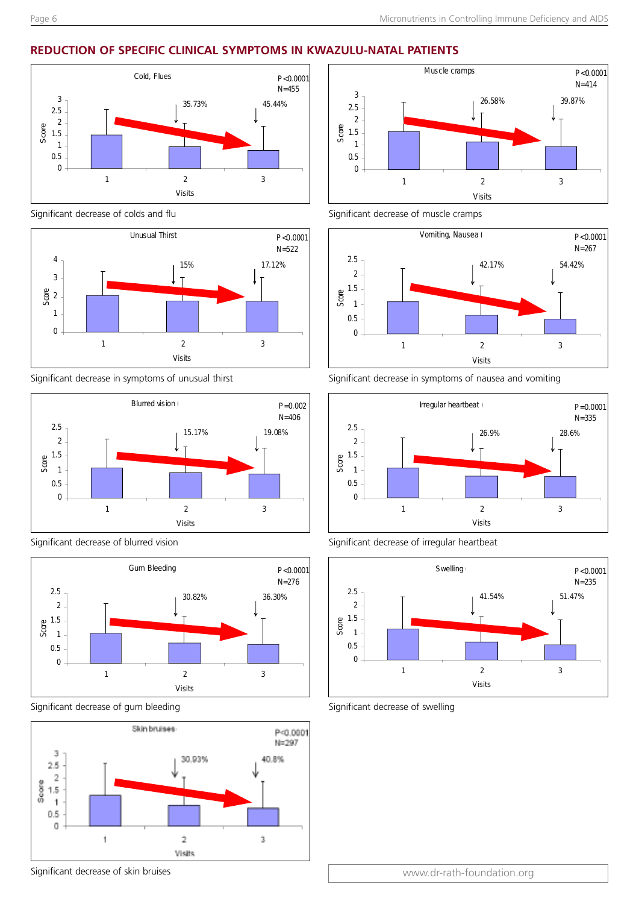## REDUCTION OF SPECIFIC CLINICAL SYMPTOMS IN KWAZULU-NATAL PATIENTS

Cold, Flues — P <0.0001, N=455 — Visit 2: 35.73%, Visit 3: 45.44%

Significant decrease of colds and flu

Muscle cramps — P <0.0001, N=414 — Visit 2: 26.58%, Visit 3: 39.87%

Significant decrease of muscle cramps

Unusual Thirst — P <0.0001, N=522 — Visit 2: 15%, Visit 3: 17.12%

Significant decrease in symptoms of unusual thirst

Vomiting, Nausea — P <0.0001, N=267 — Visit 2: 42.17%, Visit 3: 54.42%

Significant decrease in symptoms of nausea and vomiting

Blurred vision — P =0.002, N=406 — Visit 2: 15.17%, Visit 3: 19.08%

Significant decrease of blurred vision

Irregular heartbeat — P =0.0001, N=335 — Visit 2: 26.9%, Visit 3: 28.6%

Significant decrease of irregular heartbeat

Gum Bleeding — P <0.0001, N=276 — Visit 2: 30.82%, Visit 3: 36.30%

Significant decrease of gum bleeding

Swelling — P <0.0001, N=235 — Visit 2: 41.54%, Visit 3: 51.47%

Significant decrease of swelling

Skin bruises — P<0.0001, N=297 — Visit 2: 30.93%, Visit 3: 40.8%

Significant decrease of skin bruises

www.dr-rath-foundation.org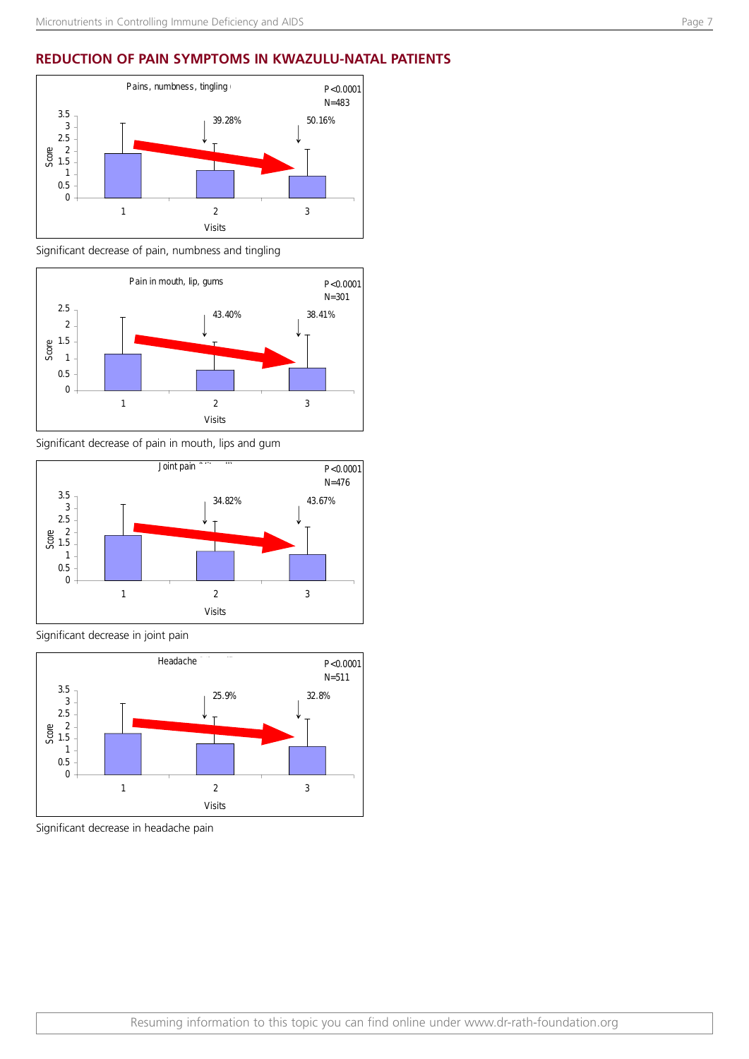## REDUCTION OF PAIN SYMPTOMS IN KWAZULU-NATAL PATIENTS

Pains, numbness, tingling

P<0.0001
N=483

39.28%
50.16%

Score
Visits

Significant decrease of pain, numbness and tingling

Pain in mouth, lip, gums

P<0.0001
N=301

43.40%
38.41%

Score
Visits

Significant decrease of pain in mouth, lips and gum

Joint pain

P<0.0001
N=476

34.82%
43.67%

Score
Visits

Significant decrease in joint pain

Headache

P<0.0001
N=511

25.9%
32.8%

Score
Visits

Significant decrease in headache pain

Resuming information to this topic you can find online under www.dr-rath-foundation.org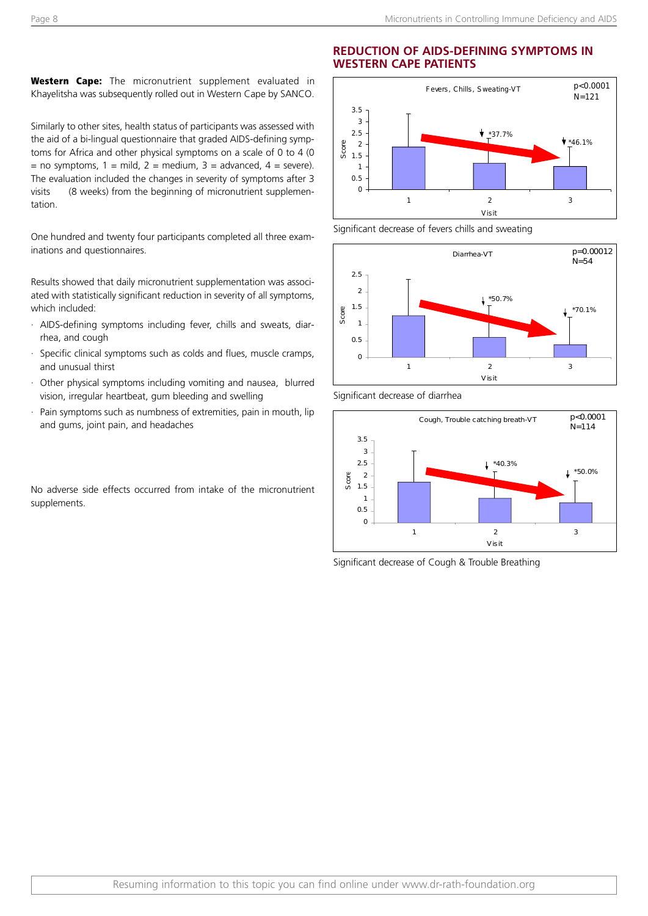**Western Cape:** The micronutrient supplement evaluated in Khayelitsha was subsequently rolled out in Western Cape by SANCO.

Similarly to other sites, health status of participants was assessed with the aid of a bi-lingual questionnaire that graded AIDS-defining symptoms for Africa and other physical symptoms on a scale of 0 to 4 (0 = no symptoms, 1 = mild, 2 = medium, 3 = advanced, 4 = severe). The evaluation included the changes in severity of symptoms after 3 visits (8 weeks) from the beginning of micronutrient supplementation.

One hundred and twenty four participants completed all three examinations and questionnaires.

Results showed that daily micronutrient supplementation was associated with statistically significant reduction in severity of all symptoms, which included:

- AIDS-defining symptoms including fever, chills and sweats, diarrhea, and cough
- Specific clinical symptoms such as colds and flues, muscle cramps, and unusual thirst
- Other physical symptoms including vomiting and nausea, blurred vision, irregular heartbeat, gum bleeding and swelling
- Pain symptoms such as numbness of extremities, pain in mouth, lip and gums, joint pain, and headaches

No adverse side effects occurred from intake of the micronutrient supplements.

## REDUCTION OF AIDS-DEFINING SYMPTOMS IN WESTERN CAPE PATIENTS

Fevers, Chills, Sweating-VT — $p<0.0001$, N=121 — Visit 2: *37.7%; Visit 3: *46.1%

Significant decrease of fevers chills and sweating

Diarrhea-VT — $p=0.00012$, N=54 — Visit 2: *50.7%; Visit 3: *70.1%

Significant decrease of diarrhea

Cough, Trouble catching breath-VT — $p<0.0001$, N=114 — Visit 2: *40.3%; Visit 3: *50.0%

Significant decrease of Cough & Trouble Breathing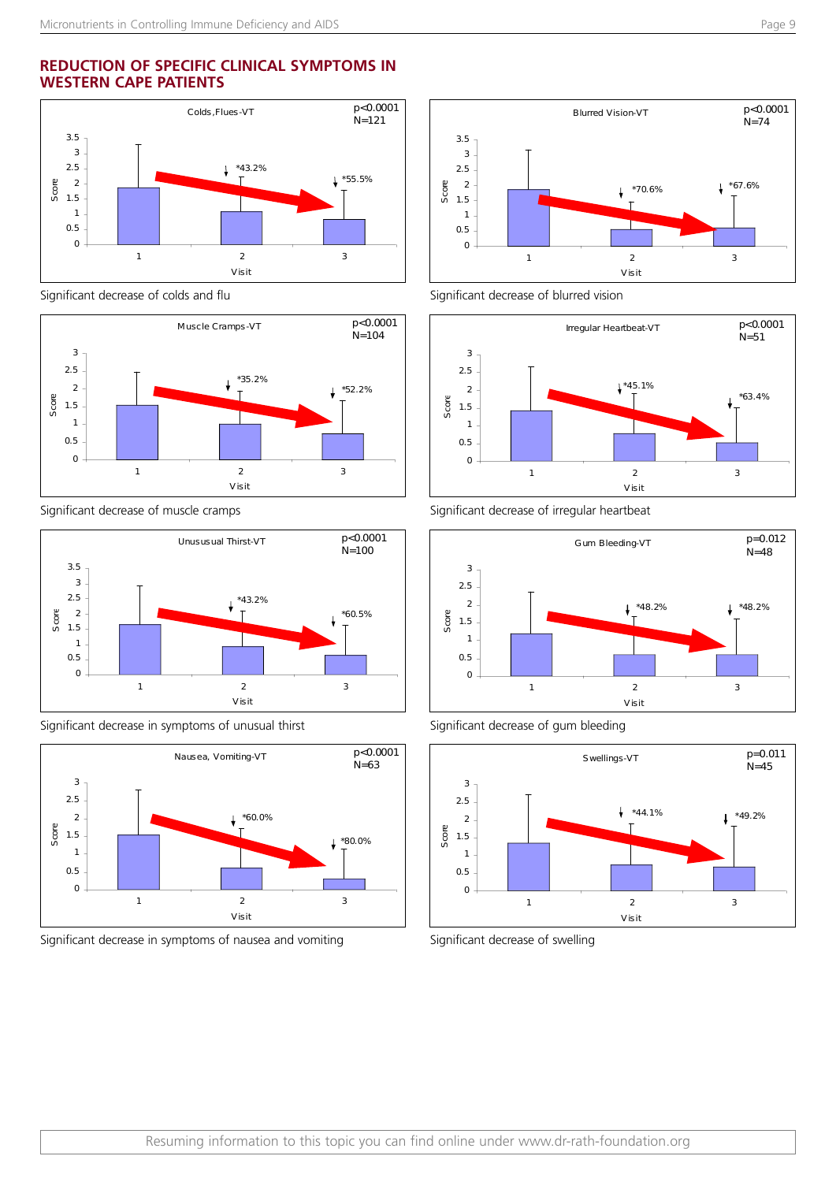## REDUCTION OF SPECIFIC CLINICAL SYMPTOMS IN WESTERN CAPE PATIENTS

Colds, Flues-VT — $p<0.0001$, N=121 — Visit 2: *43.2%, Visit 3: *55.5%

Significant decrease of colds and flu

Blurred Vision-VT — $p<0.0001$, N=74 — Visit 2: *70.6%, Visit 3: *67.6%

Significant decrease of blurred vision

Muscle Cramps-VT — $p<0.0001$, N=104 — Visit 2: *35.2%, Visit 3: *52.2%

Significant decrease of muscle cramps

Irregular Heartbeat-VT — $p<0.0001$, N=51 — Visit 2: *45.1%, Visit 3: *63.4%

Significant decrease of irregular heartbeat

Unususual Thirst-VT — $p<0.0001$, N=100 — Visit 2: *43.2%, Visit 3: *60.5%

Significant decrease in symptoms of unusual thirst

Gum Bleeding-VT — $p=0.012$, N=48 — Visit 2: *48.2%, Visit 3: *48.2%

Significant decrease of gum bleeding

Nausea, Vomiting-VT — $p<0.0001$, N=63 — Visit 2: *60.0%, Visit 3: *80.0%

Significant decrease in symptoms of nausea and vomiting

Swellings-VT — $p=0.011$, N=45 — Visit 2: *44.1%, Visit 3: *49.2%

Significant decrease of swelling

Resuming information to this topic you can find online under www.dr-rath-foundation.org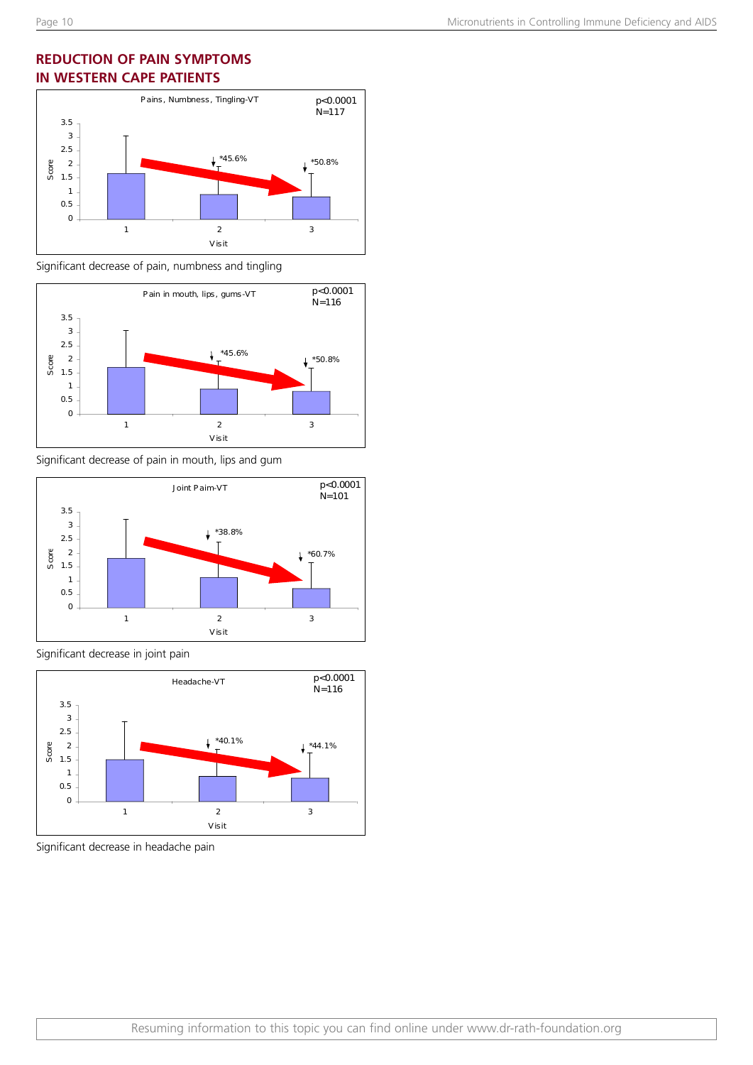## REDUCTION OF PAIN SYMPTOMS IN WESTERN CAPE PATIENTS

Pains, Numbness, Tingling-VT

$p<0.0001$
N=117

Visit 2: *45.6%
Visit 3: *50.8%

Significant decrease of pain, numbness and tingling

Pain in mouth, lips, gums-VT

$p<0.0001$
N=116

Visit 2: *45.6%
Visit 3: *50.8%

Significant decrease of pain in mouth, lips and gum

Joint Paim-VT

$p<0.0001$
N=101

Visit 2: *38.8%
Visit 3: *60.7%

Significant decrease in joint pain

Headache-VT

$p<0.0001$
N=116

Visit 2: *40.1%
Visit 3: *44.1%

Significant decrease in headache pain

Resuming information to this topic you can find online under www.dr-rath-foundation.org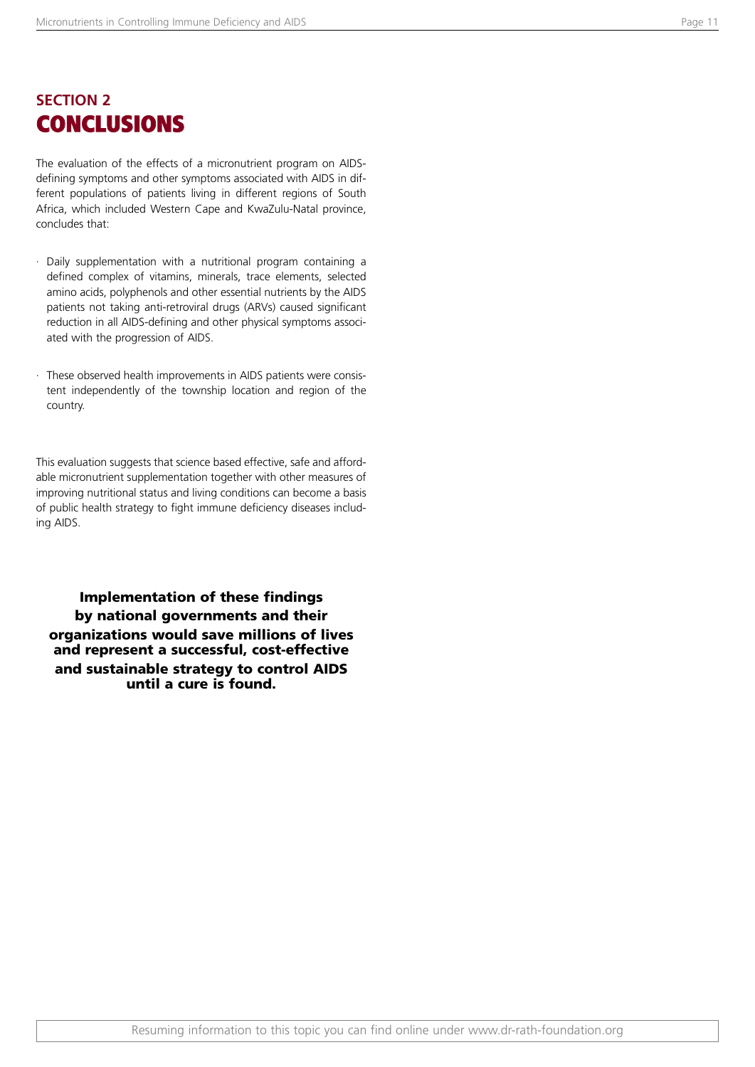## SECTION 2
# CONCLUSIONS

The evaluation of the effects of a micronutrient program on AIDS-defining symptoms and other symptoms associated with AIDS in different populations of patients living in different regions of South Africa, which included Western Cape and KwaZulu-Natal province, concludes that:

- Daily supplementation with a nutritional program containing a defined complex of vitamins, minerals, trace elements, selected amino acids, polyphenols and other essential nutrients by the AIDS patients not taking anti-retroviral drugs (ARVs) caused significant reduction in all AIDS-defining and other physical symptoms associated with the progression of AIDS.
- These observed health improvements in AIDS patients were consistent independently of the township location and region of the country.

This evaluation suggests that science based effective, safe and affordable micronutrient supplementation together with other measures of improving nutritional status and living conditions can become a basis of public health strategy to fight immune deficiency diseases including AIDS.

**Implementation of these findings by national governments and their organizations would save millions of lives and represent a successful, cost-effective and sustainable strategy to control AIDS until a cure is found.**

Resuming information to this topic you can find online under www.dr-rath-foundation.org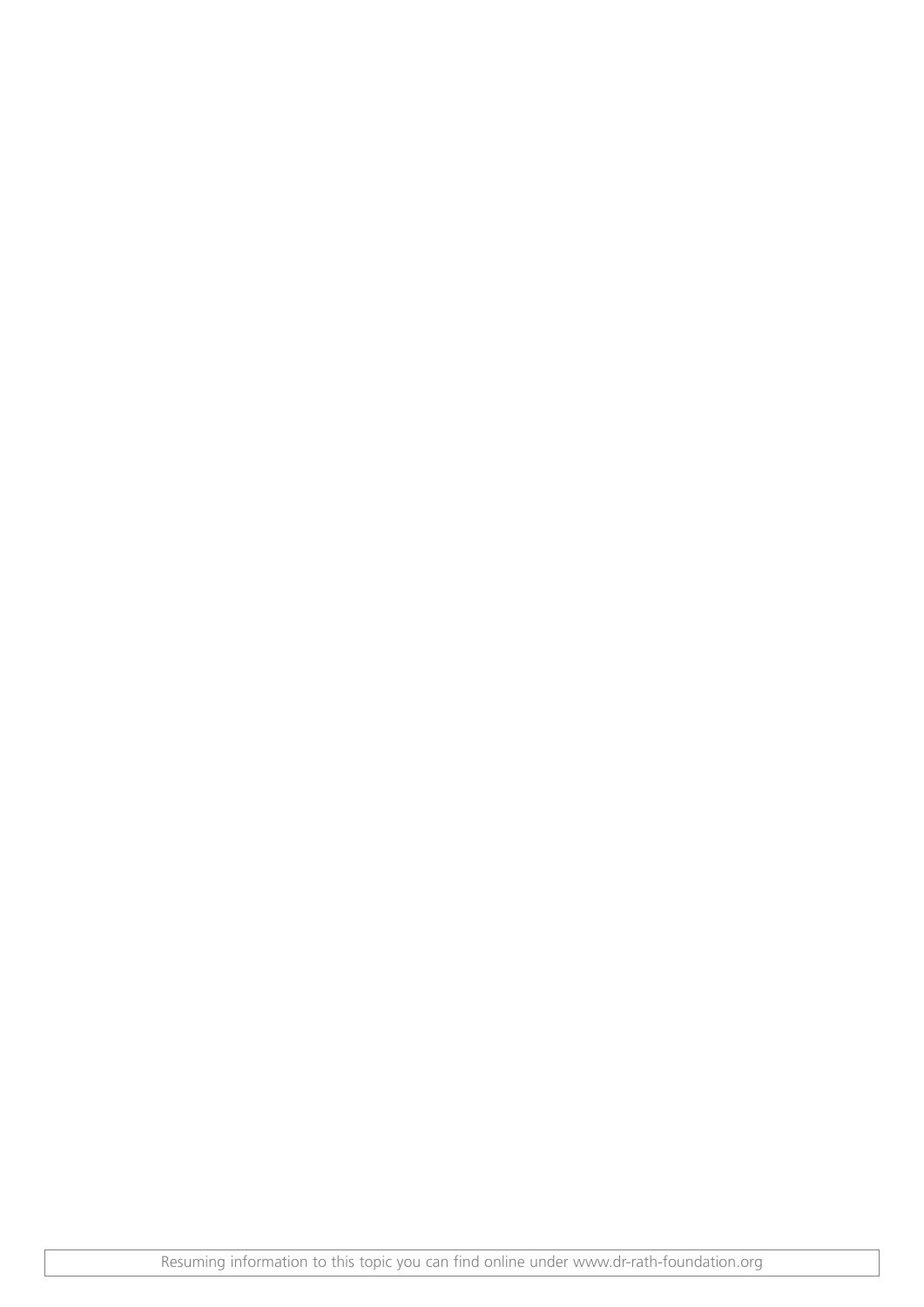Resuming information to this topic you can find online under www.dr-rath-foundation.org